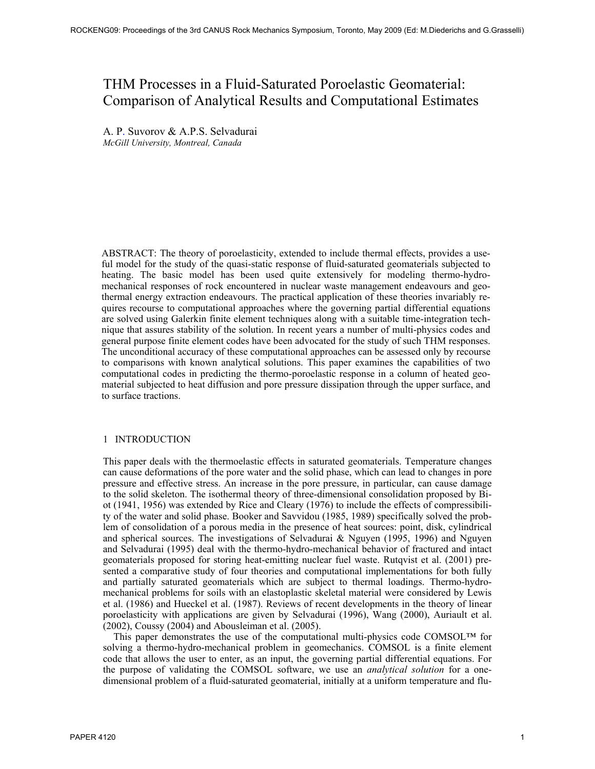# THM Processes in a Fluid-Saturated Poroelastic Geomaterial: Comparison of Analytical Results and Computational Estimates

A. P. Suvorov & A.P.S. Selvadurai
*McGill University, Montreal, Canada*

ABSTRACT: The theory of poroelasticity, extended to include thermal effects, provides a useful model for the study of the quasi-static response of fluid-saturated geomaterials subjected to heating. The basic model has been used quite extensively for modeling thermo-hydro-mechanical responses of rock encountered in nuclear waste management endeavours and geothermal energy extraction endeavours. The practical application of these theories invariably requires recourse to computational approaches where the governing partial differential equations are solved using Galerkin finite element techniques along with a suitable time-integration technique that assures stability of the solution. In recent years a number of multi-physics codes and general purpose finite element codes have been advocated for the study of such THM responses. The unconditional accuracy of these computational approaches can be assessed only by recourse to comparisons with known analytical solutions. This paper examines the capabilities of two computational codes in predicting the thermo-poroelastic response in a column of heated geomaterial subjected to heat diffusion and pore pressure dissipation through the upper surface, and to surface tractions.

## 1 INTRODUCTION

This paper deals with the thermoelastic effects in saturated geomaterials. Temperature changes can cause deformations of the pore water and the solid phase, which can lead to changes in pore pressure and effective stress. An increase in the pore pressure, in particular, can cause damage to the solid skeleton. The isothermal theory of three-dimensional consolidation proposed by Biot (1941, 1956) was extended by Rice and Cleary (1976) to include the effects of compressibility of the water and solid phase. Booker and Savvidou (1985, 1989) specifically solved the problem of consolidation of a porous media in the presence of heat sources: point, disk, cylindrical and spherical sources. The investigations of Selvadurai & Nguyen (1995, 1996) and Nguyen and Selvadurai (1995) deal with the thermo-hydro-mechanical behavior of fractured and intact geomaterials proposed for storing heat-emitting nuclear fuel waste. Rutqvist et al. (2001) presented a comparative study of four theories and computational implementations for both fully and partially saturated geomaterials which are subject to thermal loadings. Thermo-hydro-mechanical problems for soils with an elastoplastic skeletal material were considered by Lewis et al. (1986) and Hueckel et al. (1987). Reviews of recent developments in the theory of linear poroelasticity with applications are given by Selvadurai (1996), Wang (2000), Auriault et al. (2002), Coussy (2004) and Abousleiman et al. (2005).

This paper demonstrates the use of the computational multi-physics code COMSOL™ for solving a thermo-hydro-mechanical problem in geomechanics. COMSOL is a finite element code that allows the user to enter, as an input, the governing partial differential equations. For the purpose of validating the COMSOL software, we use an *analytical solution* for a one-dimensional problem of a fluid-saturated geomaterial, initially at a uniform temperature and flu-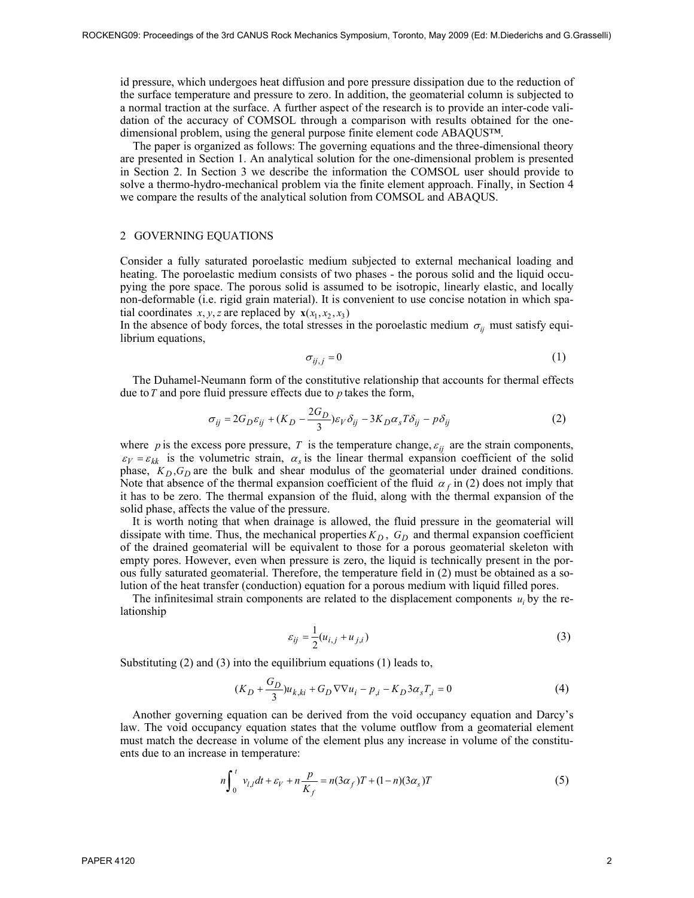id pressure, which undergoes heat diffusion and pore pressure dissipation due to the reduction of the surface temperature and pressure to zero. In addition, the geomaterial column is subjected to a normal traction at the surface. A further aspect of the research is to provide an inter-code validation of the accuracy of COMSOL through a comparison with results obtained for the one-dimensional problem, using the general purpose finite element code ABAQUS™.

The paper is organized as follows: The governing equations and the three-dimensional theory are presented in Section 1. An analytical solution for the one-dimensional problem is presented in Section 2. In Section 3 we describe the information the COMSOL user should provide to solve a thermo-hydro-mechanical problem via the finite element approach. Finally, in Section 4 we compare the results of the analytical solution from COMSOL and ABAQUS.

## 2 GOVERNING EQUATIONS

Consider a fully saturated poroelastic medium subjected to external mechanical loading and heating. The poroelastic medium consists of two phases - the porous solid and the liquid occupying the pore space. The porous solid is assumed to be isotropic, linearly elastic, and locally non-deformable (i.e. rigid grain material). It is convenient to use concise notation in which spatial coordinates $x, y, z$ are replaced by $\mathbf{x}(x_1, x_2, x_3)$

In the absence of body forces, the total stresses in the poroelastic medium $\sigma_{ij}$ must satisfy equilibrium equations,

$$\sigma_{ij,j} = 0 \tag{1}$$

The Duhamel-Neumann form of the constitutive relationship that accounts for thermal effects due to $T$ and pore fluid pressure effects due to $p$ takes the form,

$$\sigma_{ij} = 2G_D\varepsilon_{ij} + (K_D - \frac{2G_D}{3})\varepsilon_V\delta_{ij} - 3K_D\alpha_s T\delta_{ij} - p\delta_{ij} \tag{2}$$

where $p$ is the excess pore pressure, $T$ is the temperature change, $\varepsilon_{ij}$ are the strain components, $\varepsilon_V = \varepsilon_{kk}$ is the volumetric strain, $\alpha_s$ is the linear thermal expansion coefficient of the solid phase, $K_D, G_D$ are the bulk and shear modulus of the geomaterial under drained conditions. Note that absence of the thermal expansion coefficient of the fluid $\alpha_f$ in (2) does not imply that it has to be zero. The thermal expansion of the fluid, along with the thermal expansion of the solid phase, affects the value of the pressure.

It is worth noting that when drainage is allowed, the fluid pressure in the geomaterial will dissipate with time. Thus, the mechanical properties $K_D$, $G_D$ and thermal expansion coefficient of the drained geomaterial will be equivalent to those for a porous geomaterial skeleton with empty pores. However, even when pressure is zero, the liquid is technically present in the porous fully saturated geomaterial. Therefore, the temperature field in (2) must be obtained as a solution of the heat transfer (conduction) equation for a porous medium with liquid filled pores.

The infinitesimal strain components are related to the displacement components $u_i$ by the relationship

$$\varepsilon_{ij} = \frac{1}{2}(u_{i,j} + u_{j,i}) \tag{3}$$

Substituting (2) and (3) into the equilibrium equations (1) leads to,

$$(K_D + \frac{G_D}{3})u_{k,ki} + G_D\nabla\nabla u_i - p_{,i} - K_D 3\alpha_s T_{,i} = 0 \tag{4}$$

Another governing equation can be derived from the void occupancy equation and Darcy's law. The void occupancy equation states that the volume outflow from a geomaterial element must match the decrease in volume of the element plus any increase in volume of the constituents due to an increase in temperature:

$$n\int_0^t v_{l,l}dt + \varepsilon_V + n\frac{p}{K_f} = n(3\alpha_f)T + (1-n)(3\alpha_s)T \tag{5}$$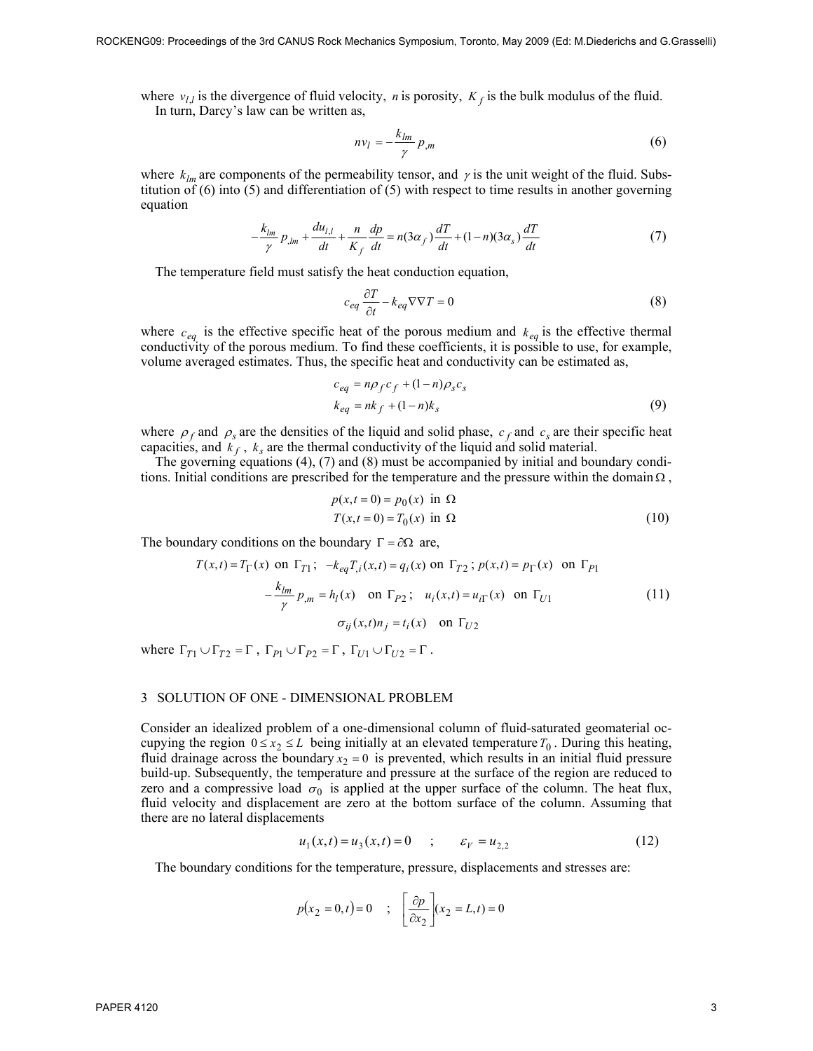where $v_{l,l}$ is the divergence of fluid velocity, $n$ is porosity, $K_f$ is the bulk modulus of the fluid.

In turn, Darcy's law can be written as,

$$nv_l = -\frac{k_{lm}}{\gamma} p_{,m} \tag{6}$$

where $k_{lm}$ are components of the permeability tensor, and $\gamma$ is the unit weight of the fluid. Substitution of (6) into (5) and differentiation of (5) with respect to time results in another governing equation

$$-\frac{k_{lm}}{\gamma} p_{,lm} + \frac{du_{l,l}}{dt} + \frac{n}{K_f}\frac{dp}{dt} = n(3\alpha_f)\frac{dT}{dt} + (1-n)(3\alpha_s)\frac{dT}{dt} \tag{7}$$

The temperature field must satisfy the heat conduction equation,

$$c_{eq}\frac{\partial T}{\partial t} - k_{eq}\nabla\nabla T = 0 \tag{8}$$

where $c_{eq}$ is the effective specific heat of the porous medium and $k_{eq}$ is the effective thermal conductivity of the porous medium. To find these coefficients, it is possible to use, for example, volume averaged estimates. Thus, the specific heat and conductivity can be estimated as,

$$\begin{aligned} c_{eq} &= n\rho_f c_f + (1-n)\rho_s c_s \\ k_{eq} &= nk_f + (1-n)k_s \end{aligned} \tag{9}$$

where $\rho_f$ and $\rho_s$ are the densities of the liquid and solid phase, $c_f$ and $c_s$ are their specific heat capacities, and $k_f$, $k_s$ are the thermal conductivity of the liquid and solid material.

The governing equations (4), (7) and (8) must be accompanied by initial and boundary conditions. Initial conditions are prescribed for the temperature and the pressure within the domain $\Omega$,

$$\begin{aligned} p(x,t=0) &= p_0(x) \ \text{ in } \ \Omega \\ T(x,t=0) &= T_0(x) \ \text{ in } \ \Omega \end{aligned} \tag{10}$$

The boundary conditions on the boundary $\Gamma = \partial\Omega$ are,

$$\begin{gathered} T(x,t) = T_\Gamma(x) \ \text{ on } \ \Gamma_{T1}; \ \ -k_{eq}T_{,i}(x,t) = q_i(x) \ \text{ on } \ \Gamma_{T2}; \ p(x,t) = p_\Gamma(x) \ \text{ on } \ \Gamma_{P1} \\ -\frac{k_{lm}}{\gamma} p_{,m} = h_l(x) \ \text{ on } \ \Gamma_{P2}; \ \ u_i(x,t) = u_{i\Gamma}(x) \ \text{ on } \ \Gamma_{U1} \\ \sigma_{ij}(x,t)n_j = t_i(x) \ \text{ on } \ \Gamma_{U2} \end{gathered} \tag{11}$$

where $\Gamma_{T1} \cup \Gamma_{T2} = \Gamma$, $\Gamma_{P1} \cup \Gamma_{P2} = \Gamma$, $\Gamma_{U1} \cup \Gamma_{U2} = \Gamma$.

## 3 SOLUTION OF ONE - DIMENSIONAL PROBLEM

Consider an idealized problem of a one-dimensional column of fluid-saturated geomaterial occupying the region $0 \le x_2 \le L$ being initially at an elevated temperature $T_0$. During this heating, fluid drainage across the boundary $x_2 = 0$ is prevented, which results in an initial fluid pressure build-up. Subsequently, the temperature and pressure at the surface of the region are reduced to zero and a compressive load $\sigma_0$ is applied at the upper surface of the column. The heat flux, fluid velocity and displacement are zero at the bottom surface of the column. Assuming that there are no lateral displacements

$$u_1(x,t) = u_3(x,t) = 0 \quad ; \quad \varepsilon_V = u_{2,2} \tag{12}$$

The boundary conditions for the temperature, pressure, displacements and stresses are:

$$p(x_2 = 0, t) = 0 \quad ; \quad \left[\frac{\partial p}{\partial x_2}\right](x_2 = L, t) = 0$$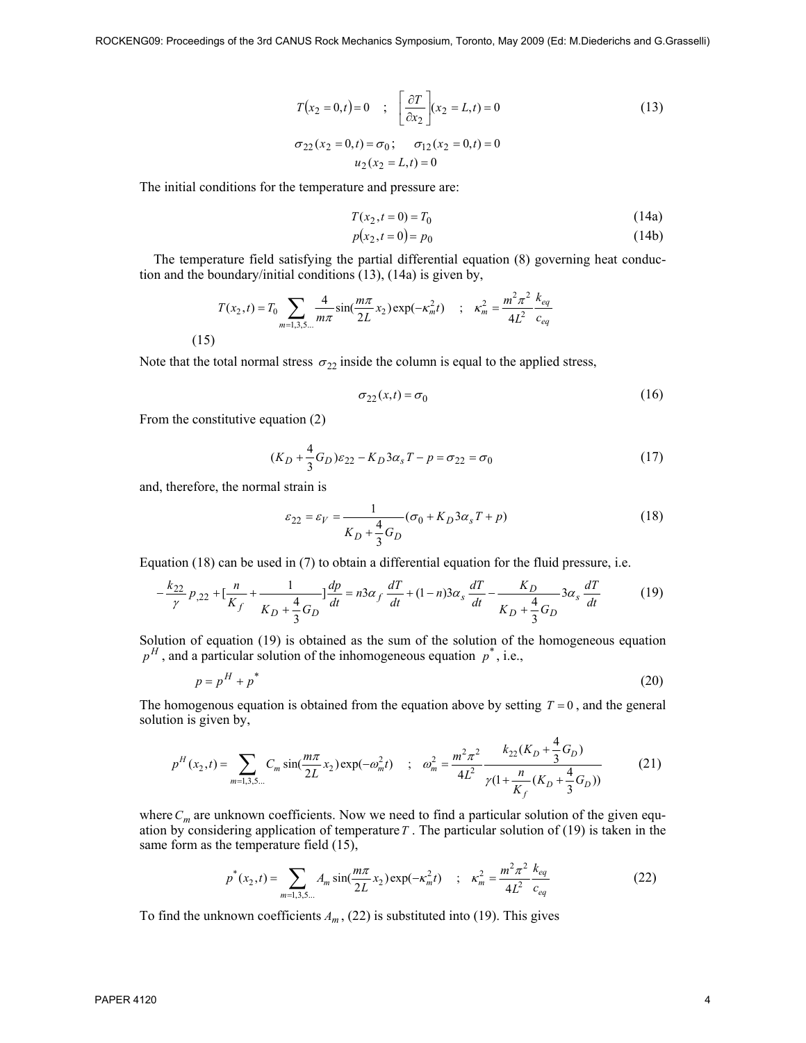$$T(x_2 = 0, t) = 0 \quad ; \quad \left[\frac{\partial T}{\partial x_2}\right](x_2 = L, t) = 0 \tag{13}$$

$$\sigma_{22}(x_2 = 0, t) = \sigma_0 ; \qquad \sigma_{12}(x_2 = 0, t) = 0$$
$$u_2(x_2 = L, t) = 0$$

The initial conditions for the temperature and pressure are:

$$T(x_2, t = 0) = T_0 \tag{14a}$$
$$p(x_2, t = 0) = p_0 \tag{14b}$$

The temperature field satisfying the partial differential equation (8) governing heat conduction and the boundary/initial conditions (13), (14a) is given by,

$$T(x_2, t) = T_0 \sum_{m=1,3,5...} \frac{4}{m\pi} \sin(\frac{m\pi}{2L} x_2) \exp(-\kappa_m^2 t) \quad ; \quad \kappa_m^2 = \frac{m^2 \pi^2}{4L^2} \frac{k_{eq}}{c_{eq}} \tag{15}$$

Note that the total normal stress $\sigma_{22}$ inside the column is equal to the applied stress,

$$\sigma_{22}(x, t) = \sigma_0 \tag{16}$$

From the constitutive equation (2)

$$(K_D + \frac{4}{3} G_D)\varepsilon_{22} - K_D 3\alpha_s T - p = \sigma_{22} = \sigma_0 \tag{17}$$

and, therefore, the normal strain is

$$\varepsilon_{22} = \varepsilon_V = \frac{1}{K_D + \frac{4}{3} G_D}(\sigma_0 + K_D 3\alpha_s T + p) \tag{18}$$

Equation (18) can be used in (7) to obtain a differential equation for the fluid pressure, i.e.

$$-\frac{k_{22}}{\gamma} p_{,22} + [\frac{n}{K_f} + \frac{1}{K_D + \frac{4}{3} G_D}]\frac{dp}{dt} = n 3\alpha_f \frac{dT}{dt} + (1 - n) 3\alpha_s \frac{dT}{dt} - \frac{K_D}{K_D + \frac{4}{3} G_D} 3\alpha_s \frac{dT}{dt} \tag{19}$$

Solution of equation (19) is obtained as the sum of the solution of the homogeneous equation $p^H$, and a particular solution of the inhomogeneous equation $p^*$, i.e.,

$$p = p^H + p^* \tag{20}$$

The homogenous equation is obtained from the equation above by setting $T = 0$, and the general solution is given by,

$$p^H(x_2, t) = \sum_{m=1,3,5...} C_m \sin(\frac{m\pi}{2L} x_2) \exp(-\omega_m^2 t) \quad ; \quad \omega_m^2 = \frac{m^2 \pi^2}{4L^2} \frac{k_{22}(K_D + \frac{4}{3} G_D)}{\gamma(1 + \frac{n}{K_f}(K_D + \frac{4}{3} G_D))} \tag{21}$$

where $C_m$ are unknown coefficients. Now we need to find a particular solution of the given equation by considering application of temperature $T$. The particular solution of (19) is taken in the same form as the temperature field (15),

$$p^*(x_2, t) = \sum_{m=1,3,5...} A_m \sin(\frac{m\pi}{2L} x_2) \exp(-\kappa_m^2 t) \quad ; \quad \kappa_m^2 = \frac{m^2 \pi^2}{4L^2} \frac{k_{eq}}{c_{eq}} \tag{22}$$

To find the unknown coefficients $A_m$, (22) is substituted into (19). This gives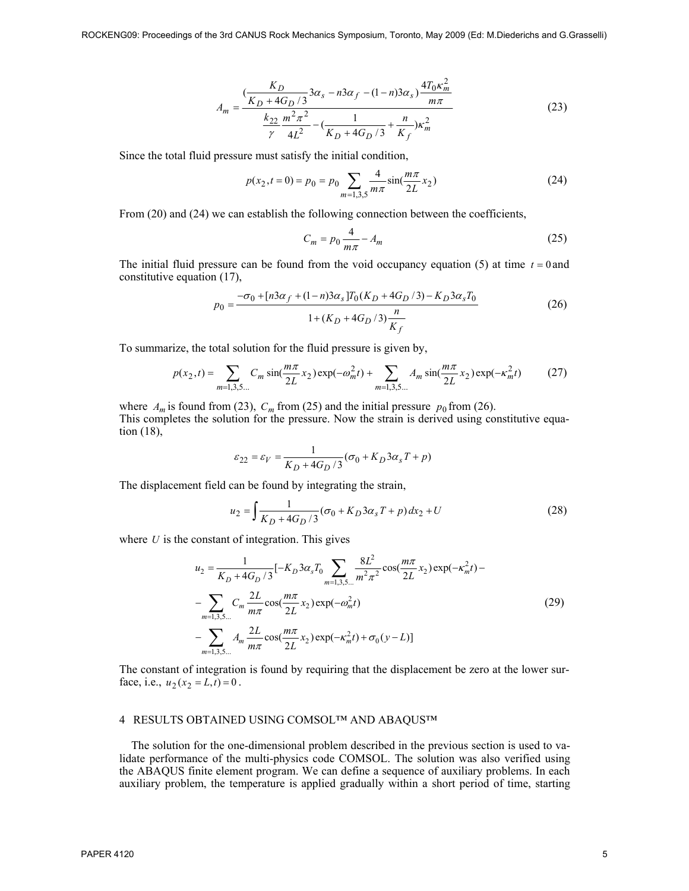$$A_m = \frac{\left(\frac{K_D}{K_D + 4G_D/3} 3\alpha_s - n3\alpha_f - (1-n)3\alpha_s\right)\frac{4T_0\kappa_m^2}{m\pi}}{\frac{k_{22}}{\gamma}\frac{m^2\pi^2}{4L^2} - \left(\frac{1}{K_D + 4G_D/3} + \frac{n}{K_f}\right)\kappa_m^2} \tag{23}$$

Since the total fluid pressure must satisfy the initial condition,

$$p(x_2, t=0) = p_0 = p_0 \sum_{m=1,3,5} \frac{4}{m\pi}\sin\left(\frac{m\pi}{2L}x_2\right) \tag{24}$$

From (20) and (24) we can establish the following connection between the coefficients,

$$C_m = p_0 \frac{4}{m\pi} - A_m \tag{25}$$

The initial fluid pressure can be found from the void occupancy equation (5) at time $t = 0$ and constitutive equation (17),

$$p_0 = \frac{-\sigma_0 + [n3\alpha_f + (1-n)3\alpha_s]T_0(K_D + 4G_D/3) - K_D 3\alpha_s T_0}{1 + (K_D + 4G_D/3)\frac{n}{K_f}} \tag{26}$$

To summarize, the total solution for the fluid pressure is given by,

$$p(x_2, t) = \sum_{m=1,3,5...} C_m \sin\left(\frac{m\pi}{2L}x_2\right)\exp(-\omega_m^2 t) + \sum_{m=1,3,5...} A_m \sin\left(\frac{m\pi}{2L}x_2\right)\exp(-\kappa_m^2 t) \tag{27}$$

where $A_m$ is found from (23), $C_m$ from (25) and the initial pressure $p_0$ from (26).
This completes the solution for the pressure. Now the strain is derived using constitutive equation (18),

$$\varepsilon_{22} = \varepsilon_V = \frac{1}{K_D + 4G_D/3}(\sigma_0 + K_D 3\alpha_s T + p)$$

The displacement field can be found by integrating the strain,

$$u_2 = \int \frac{1}{K_D + 4G_D/3}(\sigma_0 + K_D 3\alpha_s T + p)\,dx_2 + U \tag{28}$$

where $U$ is the constant of integration. This gives

$$\begin{aligned} u_2 = \frac{1}{K_D + 4G_D/3}\Big[&-K_D 3\alpha_s T_0 \sum_{m=1,3,5...} \frac{8L^2}{m^2\pi^2}\cos\left(\frac{m\pi}{2L}x_2\right)\exp(-\kappa_m^2 t) - \\ &- \sum_{m=1,3,5...} C_m \frac{2L}{m\pi}\cos\left(\frac{m\pi}{2L}x_2\right)\exp(-\omega_m^2 t) \\ &- \sum_{m=1,3,5...} A_m \frac{2L}{m\pi}\cos\left(\frac{m\pi}{2L}x_2\right)\exp(-\kappa_m^2 t) + \sigma_0(y - L)\Big] \end{aligned} \tag{29}$$

The constant of integration is found by requiring that the displacement be zero at the lower surface, i.e., $u_2(x_2 = L, t) = 0$.

## 4 RESULTS OBTAINED USING COMSOL™ AND ABAQUS™

The solution for the one-dimensional problem described in the previous section is used to validate performance of the multi-physics code COMSOL. The solution was also verified using the ABAQUS finite element program. We can define a sequence of auxiliary problems. In each auxiliary problem, the temperature is applied gradually within a short period of time, starting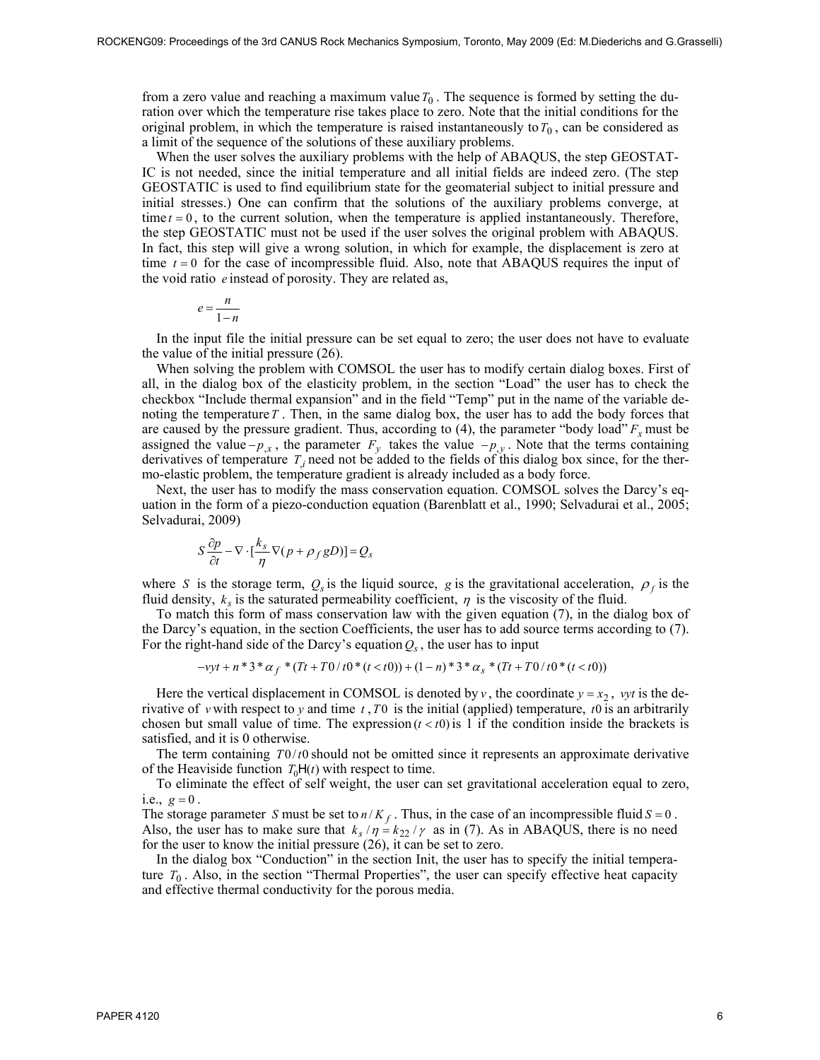from a zero value and reaching a maximum value $T_0$. The sequence is formed by setting the duration over which the temperature rise takes place to zero. Note that the initial conditions for the original problem, in which the temperature is raised instantaneously to $T_0$, can be considered as a limit of the sequence of the solutions of these auxiliary problems.

When the user solves the auxiliary problems with the help of ABAQUS, the step GEOSTATIC is not needed, since the initial temperature and all initial fields are indeed zero. (The step GEOSTATIC is used to find equilibrium state for the geomaterial subject to initial pressure and initial stresses.) One can confirm that the solutions of the auxiliary problems converge, at time $t = 0$, to the current solution, when the temperature is applied instantaneously. Therefore, the step GEOSTATIC must not be used if the user solves the original problem with ABAQUS. In fact, this step will give a wrong solution, in which for example, the displacement is zero at time $t = 0$ for the case of incompressible fluid. Also, note that ABAQUS requires the input of the void ratio $e$ instead of porosity. They are related as,

$$e = \frac{n}{1-n}$$

In the input file the initial pressure can be set equal to zero; the user does not have to evaluate the value of the initial pressure (26).

When solving the problem with COMSOL the user has to modify certain dialog boxes. First of all, in the dialog box of the elasticity problem, in the section "Load" the user has to check the checkbox "Include thermal expansion" and in the field "Temp" put in the name of the variable denoting the temperature $T$. Then, in the same dialog box, the user has to add the body forces that are caused by the pressure gradient. Thus, according to (4), the parameter "body load" $F_x$ must be assigned the value $-p_{,x}$, the parameter $F_y$ takes the value $-p_{,y}$. Note that the terms containing derivatives of temperature $T_{,i}$ need not be added to the fields of this dialog box since, for the thermo-elastic problem, the temperature gradient is already included as a body force.

Next, the user has to modify the mass conservation equation. COMSOL solves the Darcy's equation in the form of a piezo-conduction equation (Barenblatt et al., 1990; Selvadurai et al., 2005; Selvadurai, 2009)

$$S\frac{\partial p}{\partial t} - \nabla \cdot \left[\frac{k_s}{\eta}\nabla(p + \rho_f g D)\right] = Q_s$$

where $S$ is the storage term, $Q_s$ is the liquid source, $g$ is the gravitational acceleration, $\rho_f$ is the fluid density, $k_s$ is the saturated permeability coefficient, $\eta$ is the viscosity of the fluid.

To match this form of mass conservation law with the given equation (7), in the dialog box of the Darcy's equation, in the section Coefficients, the user has to add source terms according to (7). For the right-hand side of the Darcy's equation $Q_s$, the user has to input

$$-vyt + n * 3 * \alpha_f * (Tt + T0/t0 * (t < t0)) + (1-n) * 3 * \alpha_s * (Tt + T0/t0 * (t < t0))$$

Here the vertical displacement in COMSOL is denoted by $v$, the coordinate $y = x_2$, $vyt$ is the derivative of $v$ with respect to $y$ and time $t$, $T0$ is the initial (applied) temperature, $t0$ is an arbitrarily chosen but small value of time. The expression $(t < t0)$ is 1 if the condition inside the brackets is satisfied, and it is 0 otherwise.

The term containing $T0/t0$ should not be omitted since it represents an approximate derivative of the Heaviside function $T_0 \mathrm{H}(t)$ with respect to time.

To eliminate the effect of self weight, the user can set gravitational acceleration equal to zero, i.e., $g = 0$.

The storage parameter $S$ must be set to $n/K_f$. Thus, in the case of an incompressible fluid $S = 0$. Also, the user has to make sure that $k_s/\eta = k_{22}/\gamma$ as in (7). As in ABAQUS, there is no need for the user to know the initial pressure (26), it can be set to zero.

In the dialog box "Conduction" in the section Init, the user has to specify the initial temperature $T_0$. Also, in the section "Thermal Properties", the user can specify effective heat capacity and effective thermal conductivity for the porous media.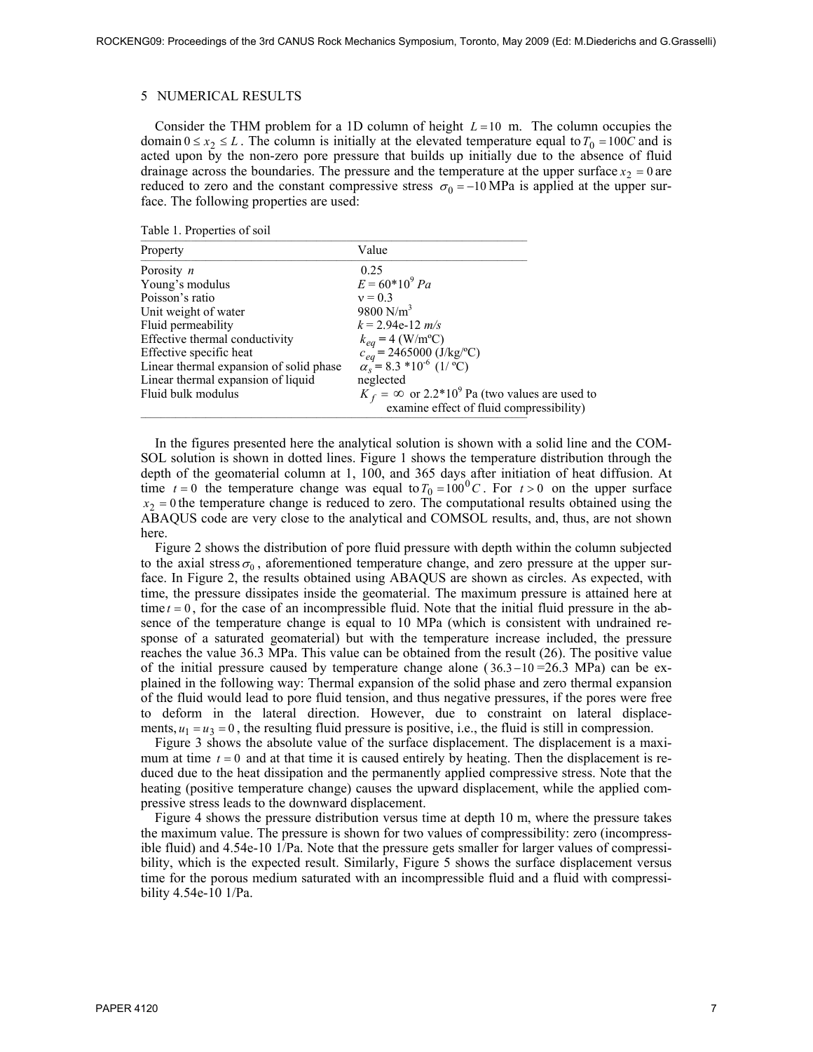## 5 NUMERICAL RESULTS

Consider the THM problem for a 1D column of height $L = 10$ m. The column occupies the domain $0 \le x_2 \le L$. The column is initially at the elevated temperature equal to $T_0 = 100C$ and is acted upon by the non-zero pore pressure that builds up initially due to the absence of fluid drainage across the boundaries. The pressure and the temperature at the upper surface $x_2 = 0$ are reduced to zero and the constant compressive stress $\sigma_0 = -10$ MPa is applied at the upper surface. The following properties are used:

Table 1. Properties of soil

| Property | Value |
|---|---|
| Porosity $n$ | 0.25 |
| Young's modulus | $E = 60*10^9$ *Pa* |
| Poisson's ratio | $\nu = 0.3$ |
| Unit weight of water | 9800 N/m$^3$ |
| Fluid permeability | $k$ = 2.94e-12 *m/s* |
| Effective thermal conductivity | $k_{eq}$ = 4 (W/mºC) |
| Effective specific heat | $c_{eq}$ = 2465000 (J/kg/ºC) |
| Linear thermal expansion of solid phase | $\alpha_s$ = 8.3 *10$^{-6}$ (1/ ºC) |
| Linear thermal expansion of liquid | neglected |
| Fluid bulk modulus | $K_f = \infty$ or 2.2*10$^9$ Pa (two values are used to examine effect of fluid compressibility) |

In the figures presented here the analytical solution is shown with a solid line and the COMSOL solution is shown in dotted lines. Figure 1 shows the temperature distribution through the depth of the geomaterial column at 1, 100, and 365 days after initiation of heat diffusion. At time $t = 0$ the temperature change was equal to $T_0 = 100^0 C$. For $t > 0$ on the upper surface $x_2 = 0$ the temperature change is reduced to zero. The computational results obtained using the ABAQUS code are very close to the analytical and COMSOL results, and, thus, are not shown here.

Figure 2 shows the distribution of pore fluid pressure with depth within the column subjected to the axial stress $\sigma_0$, aforementioned temperature change, and zero pressure at the upper surface. In Figure 2, the results obtained using ABAQUS are shown as circles. As expected, with time, the pressure dissipates inside the geomaterial. The maximum pressure is attained here at time $t = 0$, for the case of an incompressible fluid. Note that the initial fluid pressure in the absence of the temperature change is equal to 10 MPa (which is consistent with undrained response of a saturated geomaterial) but with the temperature increase included, the pressure reaches the value 36.3 MPa. This value can be obtained from the result (26). The positive value of the initial pressure caused by temperature change alone ($36.3 - 10$ =26.3 MPa) can be explained in the following way: Thermal expansion of the solid phase and zero thermal expansion of the fluid would lead to pore fluid tension, and thus negative pressures, if the pores were free to deform in the lateral direction. However, due to constraint on lateral displacements, $u_1 = u_3 = 0$, the resulting fluid pressure is positive, i.e., the fluid is still in compression.

Figure 3 shows the absolute value of the surface displacement. The displacement is a maximum at time $t = 0$ and at that time it is caused entirely by heating. Then the displacement is reduced due to the heat dissipation and the permanently applied compressive stress. Note that the heating (positive temperature change) causes the upward displacement, while the applied compressive stress leads to the downward displacement.

Figure 4 shows the pressure distribution versus time at depth 10 m, where the pressure takes the maximum value. The pressure is shown for two values of compressibility: zero (incompressible fluid) and 4.54e-10 1/Pa. Note that the pressure gets smaller for larger values of compressibility, which is the expected result. Similarly, Figure 5 shows the surface displacement versus time for the porous medium saturated with an incompressible fluid and a fluid with compressibility 4.54e-10 1/Pa.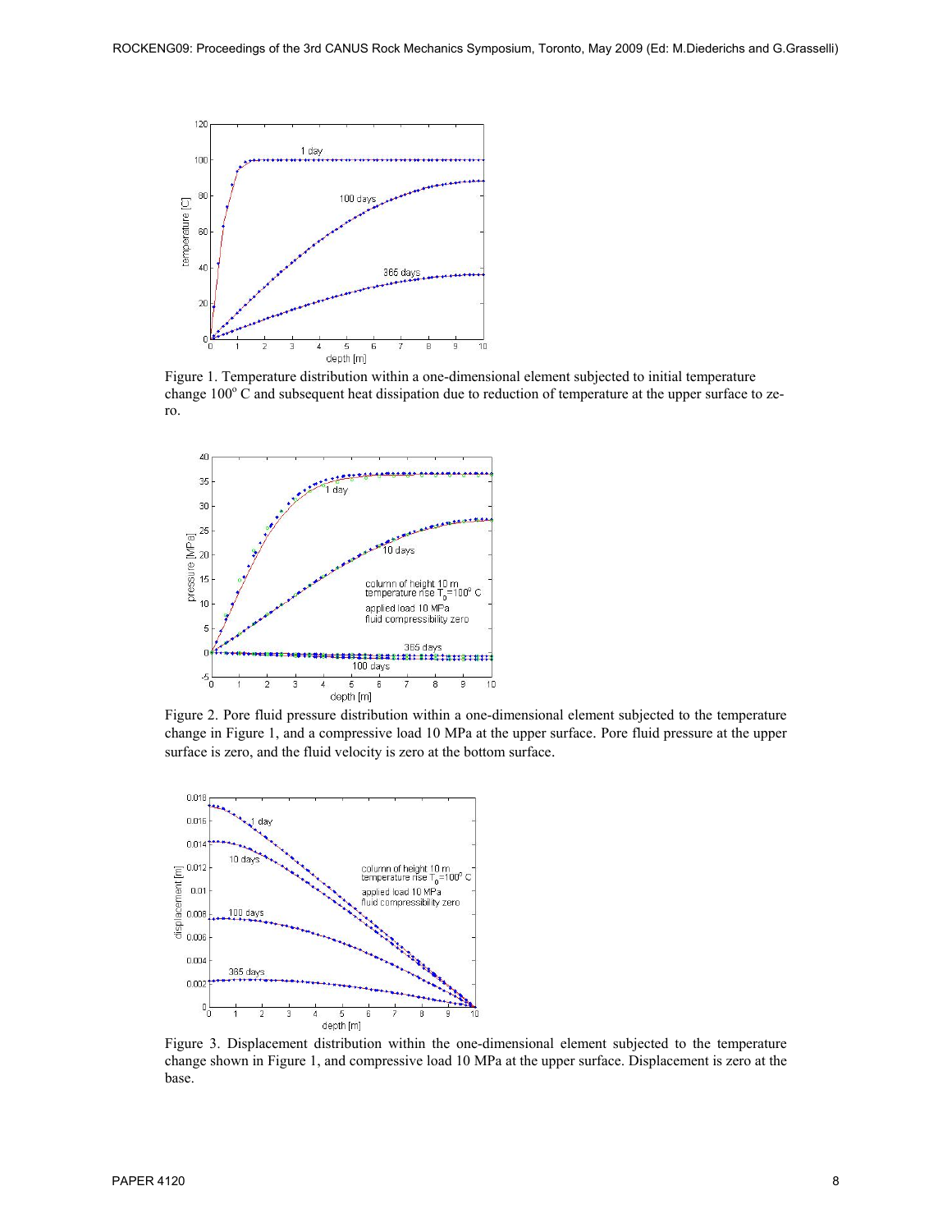Figure 1. Temperature distribution within a one-dimensional element subjected to initial temperature change 100$^{o}$ C and subsequent heat dissipation due to reduction of temperature at the upper surface to zero.

Figure 2. Pore fluid pressure distribution within a one-dimensional element subjected to the temperature change in Figure 1, and a compressive load 10 MPa at the upper surface. Pore fluid pressure at the upper surface is zero, and the fluid velocity is zero at the bottom surface.

Figure 3. Displacement distribution within the one-dimensional element subjected to the temperature change shown in Figure 1, and compressive load 10 MPa at the upper surface. Displacement is zero at the base.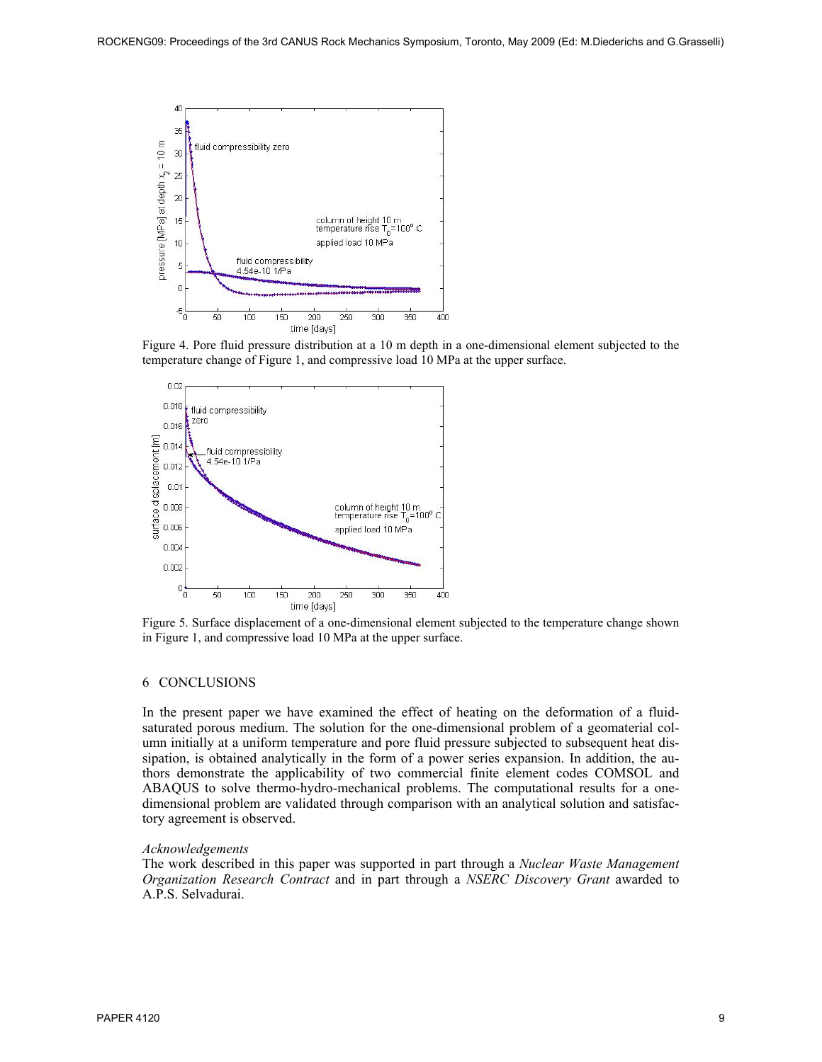Figure 4. Pore fluid pressure distribution at a 10 m depth in a one-dimensional element subjected to the temperature change of Figure 1, and compressive load 10 MPa at the upper surface.

Figure 5. Surface displacement of a one-dimensional element subjected to the temperature change shown in Figure 1, and compressive load 10 MPa at the upper surface.

## 6 CONCLUSIONS

In the present paper we have examined the effect of heating on the deformation of a fluid-saturated porous medium. The solution for the one-dimensional problem of a geomaterial column initially at a uniform temperature and pore fluid pressure subjected to subsequent heat dissipation, is obtained analytically in the form of a power series expansion. In addition, the authors demonstrate the applicability of two commercial finite element codes COMSOL and ABAQUS to solve thermo-hydro-mechanical problems. The computational results for a one-dimensional problem are validated through comparison with an analytical solution and satisfactory agreement is observed.

*Acknowledgements*

The work described in this paper was supported in part through a *Nuclear Waste Management Organization Research Contract* and in part through a *NSERC Discovery Grant* awarded to A.P.S. Selvadurai.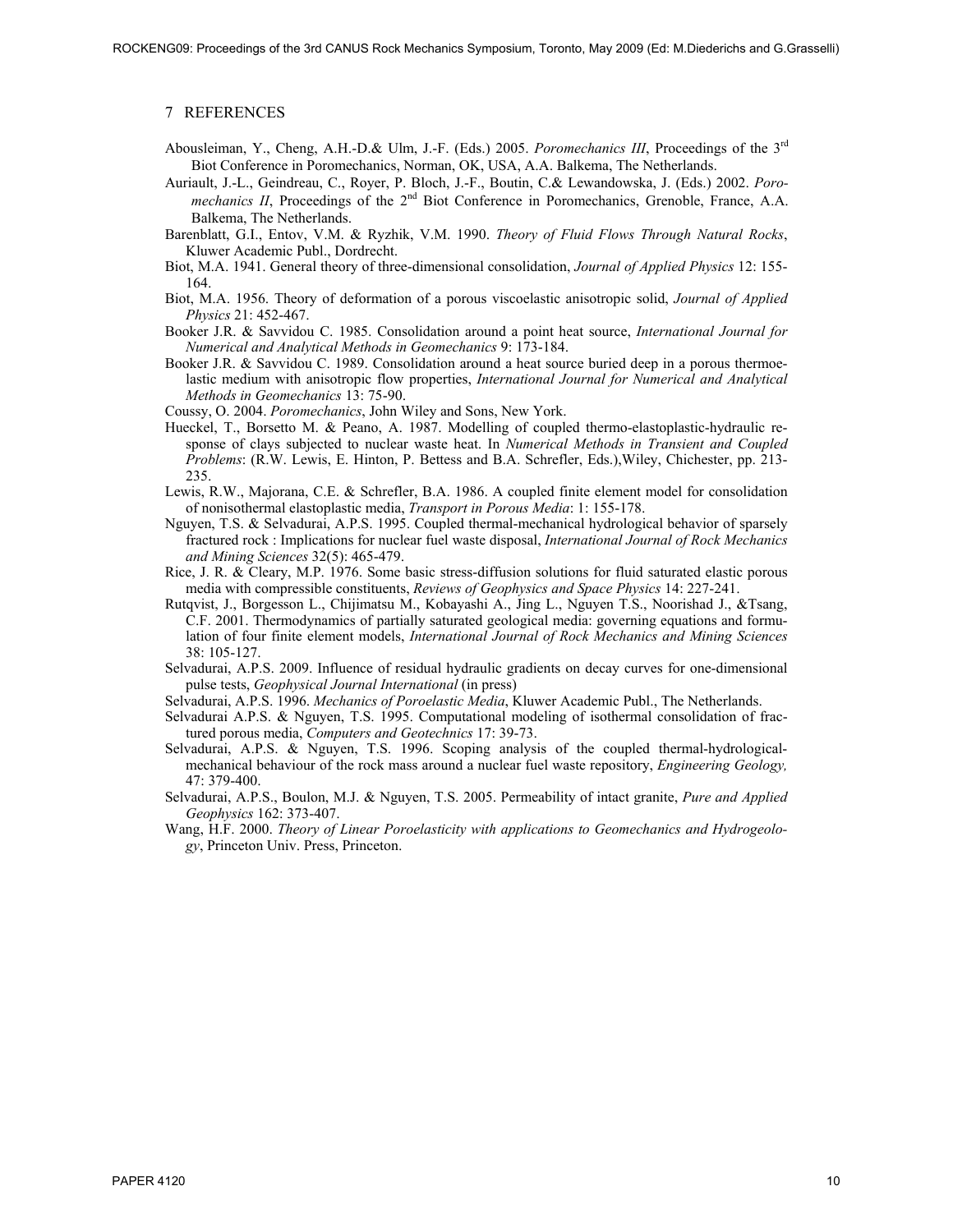## 7 REFERENCES

Abousleiman, Y., Cheng, A.H.-D.& Ulm, J.-F. (Eds.) 2005. *Poromechanics III*, Proceedings of the 3rd Biot Conference in Poromechanics, Norman, OK, USA, A.A. Balkema, The Netherlands.

Auriault, J.-L., Geindreau, C., Royer, P. Bloch, J.-F., Boutin, C.& Lewandowska, J. (Eds.) 2002. *Poromechanics II*, Proceedings of the 2nd Biot Conference in Poromechanics, Grenoble, France, A.A. Balkema, The Netherlands.

Barenblatt, G.I., Entov, V.M. & Ryzhik, V.M. 1990. *Theory of Fluid Flows Through Natural Rocks*, Kluwer Academic Publ., Dordrecht.

Biot, M.A. 1941. General theory of three-dimensional consolidation, *Journal of Applied Physics* 12: 155-164.

Biot, M.A. 1956. Theory of deformation of a porous viscoelastic anisotropic solid, *Journal of Applied Physics* 21: 452-467.

Booker J.R. & Savvidou C. 1985. Consolidation around a point heat source, *International Journal for Numerical and Analytical Methods in Geomechanics* 9: 173-184.

Booker J.R. & Savvidou C. 1989. Consolidation around a heat source buried deep in a porous thermoelastic medium with anisotropic flow properties, *International Journal for Numerical and Analytical Methods in Geomechanics* 13: 75-90.

Coussy, O. 2004. *Poromechanics*, John Wiley and Sons, New York.

Hueckel, T., Borsetto M. & Peano, A. 1987. Modelling of coupled thermo-elastoplastic-hydraulic response of clays subjected to nuclear waste heat. In *Numerical Methods in Transient and Coupled Problems*: (R.W. Lewis, E. Hinton, P. Bettess and B.A. Schrefler, Eds.),Wiley, Chichester, pp. 213-235.

Lewis, R.W., Majorana, C.E. & Schrefler, B.A. 1986. A coupled finite element model for consolidation of nonisothermal elastoplastic media, *Transport in Porous Media*: 1: 155-178.

Nguyen, T.S. & Selvadurai, A.P.S. 1995. Coupled thermal-mechanical hydrological behavior of sparsely fractured rock : Implications for nuclear fuel waste disposal, *International Journal of Rock Mechanics and Mining Sciences* 32(5): 465-479.

Rice, J. R. & Cleary, M.P. 1976. Some basic stress-diffusion solutions for fluid saturated elastic porous media with compressible constituents, *Reviews of Geophysics and Space Physics* 14: 227-241.

Rutqvist, J., Borgesson L., Chijimatsu M., Kobayashi A., Jing L., Nguyen T.S., Noorishad J., &Tsang, C.F. 2001. Thermodynamics of partially saturated geological media: governing equations and formulation of four finite element models, *International Journal of Rock Mechanics and Mining Sciences* 38: 105-127.

Selvadurai, A.P.S. 2009. Influence of residual hydraulic gradients on decay curves for one-dimensional pulse tests, *Geophysical Journal International* (in press)

Selvadurai, A.P.S. 1996. *Mechanics of Poroelastic Media*, Kluwer Academic Publ., The Netherlands.

Selvadurai A.P.S. & Nguyen, T.S. 1995. Computational modeling of isothermal consolidation of fractured porous media, *Computers and Geotechnics* 17: 39-73.

Selvadurai, A.P.S. & Nguyen, T.S. 1996. Scoping analysis of the coupled thermal-hydrological-mechanical behaviour of the rock mass around a nuclear fuel waste repository, *Engineering Geology,* 47: 379-400.

Selvadurai, A.P.S., Boulon, M.J. & Nguyen, T.S. 2005. Permeability of intact granite, *Pure and Applied Geophysics* 162: 373-407.

Wang, H.F. 2000. *Theory of Linear Poroelasticity with applications to Geomechanics and Hydrogeology*, Princeton Univ. Press, Princeton.